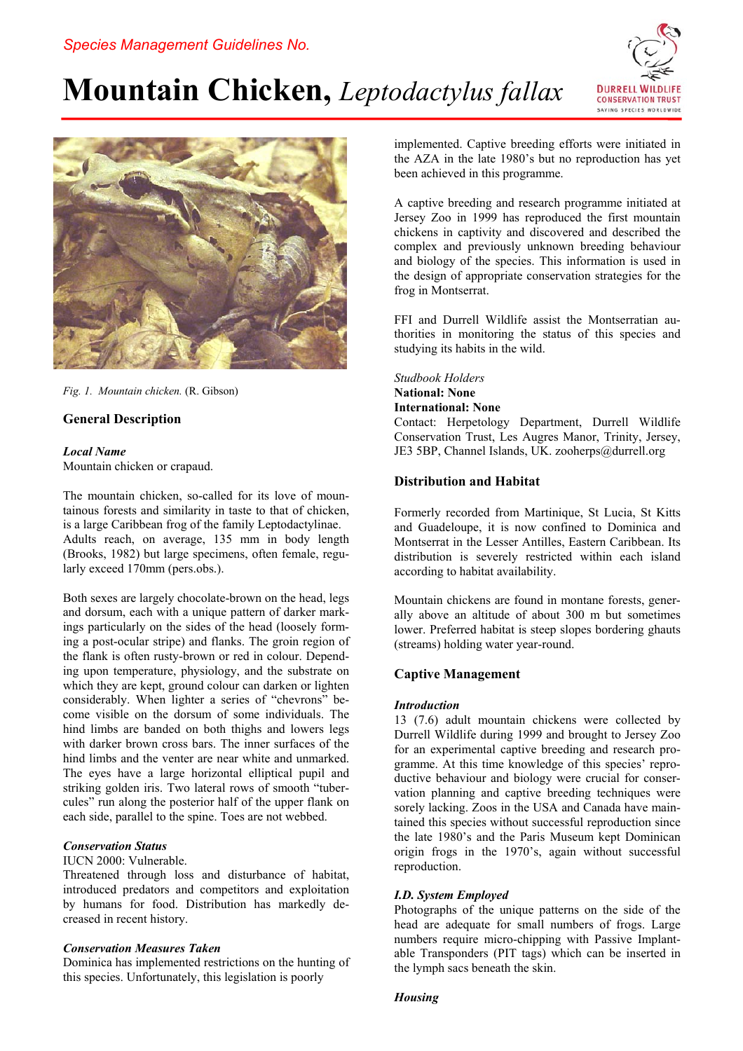*Species Management Guidelines No.*

# Mountain Chicken, *Leptodactylus fallax*

*Fig. 1. Mountain chicken.* (R. Gibson)

## General Description

***Local Name***
Mountain chicken or crapaud.

The mountain chicken, so-called for its love of mountainous forests and similarity in taste to that of chicken, is a large Caribbean frog of the family Leptodactylinae. Adults reach, on average, 135 mm in body length (Brooks, 1982) but large specimens, often female, regularly exceed 170mm (pers.obs.).

Both sexes are largely chocolate-brown on the head, legs and dorsum, each with a unique pattern of darker markings particularly on the sides of the head (loosely forming a post-ocular stripe) and flanks. The groin region of the flank is often rusty-brown or red in colour. Depending upon temperature, physiology, and the substrate on which they are kept, ground colour can darken or lighten considerably. When lighter a series of "chevrons" become visible on the dorsum of some individuals. The hind limbs are banded on both thighs and lowers legs with darker brown cross bars. The inner surfaces of the hind limbs and the venter are near white and unmarked. The eyes have a large horizontal elliptical pupil and striking golden iris. Two lateral rows of smooth "tubercules" run along the posterior half of the upper flank on each side, parallel to the spine. Toes are not webbed.

***Conservation Status***
IUCN 2000: Vulnerable.
Threatened through loss and disturbance of habitat, introduced predators and competitors and exploitation by humans for food. Distribution has markedly decreased in recent history.

***Conservation Measures Taken***
Dominica has implemented restrictions on the hunting of this species. Unfortunately, this legislation is poorly implemented. Captive breeding efforts were initiated in the AZA in the late 1980's but no reproduction has yet been achieved in this programme.

A captive breeding and research programme initiated at Jersey Zoo in 1999 has reproduced the first mountain chickens in captivity and discovered and described the complex and previously unknown breeding behaviour and biology of the species. This information is used in the design of appropriate conservation strategies for the frog in Montserrat.

FFI and Durrell Wildlife assist the Montserratian authorities in monitoring the status of this species and studying its habits in the wild.

*Studbook Holders*
**National: None**
**International: None**
Contact: Herpetology Department, Durrell Wildlife Conservation Trust, Les Augres Manor, Trinity, Jersey, JE3 5BP, Channel Islands, UK. zooherps@durrell.org

## Distribution and Habitat

Formerly recorded from Martinique, St Lucia, St Kitts and Guadeloupe, it is now confined to Dominica and Montserrat in the Lesser Antilles, Eastern Caribbean. Its distribution is severely restricted within each island according to habitat availability.

Mountain chickens are found in montane forests, generally above an altitude of about 300 m but sometimes lower. Preferred habitat is steep slopes bordering ghauts (streams) holding water year-round.

## Captive Management

***Introduction***
13 (7.6) adult mountain chickens were collected by Durrell Wildlife during 1999 and brought to Jersey Zoo for an experimental captive breeding and research programme. At this time knowledge of this species' reproductive behaviour and biology were crucial for conservation planning and captive breeding techniques were sorely lacking. Zoos in the USA and Canada have maintained this species without successful reproduction since the late 1980's and the Paris Museum kept Dominican origin frogs in the 1970's, again without successful reproduction.

***I.D. System Employed***
Photographs of the unique patterns on the side of the head are adequate for small numbers of frogs. Large numbers require micro-chipping with Passive Implantable Transponders (PIT tags) which can be inserted in the lymph sacs beneath the skin.

***Housing***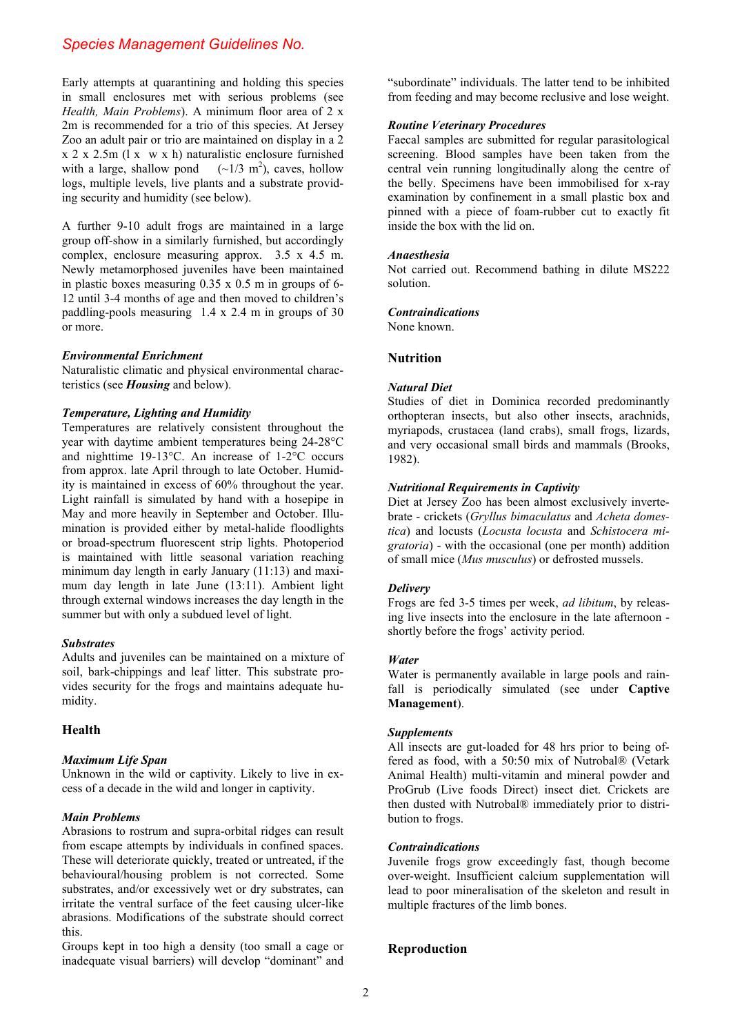Early attempts at quarantining and holding this species in small enclosures met with serious problems (see *Health, Main Problems*). A minimum floor area of 2 x 2m is recommended for a trio of this species. At Jersey Zoo an adult pair or trio are maintained on display in a 2 x 2 x 2.5m (l x w x h) naturalistic enclosure furnished with a large, shallow pond (~1/3 $m^2$), caves, hollow logs, multiple levels, live plants and a substrate providing security and humidity (see below).

A further 9-10 adult frogs are maintained in a large group off-show in a similarly furnished, but accordingly complex, enclosure measuring approx. 3.5 x 4.5 m. Newly metamorphosed juveniles have been maintained in plastic boxes measuring 0.35 x 0.5 m in groups of 6-12 until 3-4 months of age and then moved to children's paddling-pools measuring 1.4 x 2.4 m in groups of 30 or more.

#### *Environmental Enrichment*

Naturalistic climatic and physical environmental characteristics (see ***Housing*** and below).

#### *Temperature, Lighting and Humidity*

Temperatures are relatively consistent throughout the year with daytime ambient temperatures being 24-28°C and nighttime 19-13°C. An increase of 1-2°C occurs from approx. late April through to late October. Humidity is maintained in excess of 60% throughout the year. Light rainfall is simulated by hand with a hosepipe in May and more heavily in September and October. Illumination is provided either by metal-halide floodlights or broad-spectrum fluorescent strip lights. Photoperiod is maintained with little seasonal variation reaching minimum day length in early January (11:13) and maximum day length in late June (13:11). Ambient light through external windows increases the day length in the summer but with only a subdued level of light.

#### *Substrates*

Adults and juveniles can be maintained on a mixture of soil, bark-chippings and leaf litter. This substrate provides security for the frogs and maintains adequate humidity.

## Health

#### *Maximum Life Span*

Unknown in the wild or captivity. Likely to live in excess of a decade in the wild and longer in captivity.

#### *Main Problems*

Abrasions to rostrum and supra-orbital ridges can result from escape attempts by individuals in confined spaces. These will deteriorate quickly, treated or untreated, if the behavioural/housing problem is not corrected. Some substrates, and/or excessively wet or dry substrates, can irritate the ventral surface of the feet causing ulcer-like abrasions. Modifications of the substrate should correct this.

Groups kept in too high a density (too small a cage or inadequate visual barriers) will develop "dominant" and "subordinate" individuals. The latter tend to be inhibited from feeding and may become reclusive and lose weight.

#### *Routine Veterinary Procedures*

Faecal samples are submitted for regular parasitological screening. Blood samples have been taken from the central vein running longitudinally along the centre of the belly. Specimens have been immobilised for x-ray examination by confinement in a small plastic box and pinned with a piece of foam-rubber cut to exactly fit inside the box with the lid on.

#### *Anaesthesia*

Not carried out. Recommend bathing in dilute MS222 solution.

#### *Contraindications*

None known.

## Nutrition

#### *Natural Diet*

Studies of diet in Dominica recorded predominantly orthopteran insects, but also other insects, arachnids, myriapods, crustacea (land crabs), small frogs, lizards, and very occasional small birds and mammals (Brooks, 1982).

#### *Nutritional Requirements in Captivity*

Diet at Jersey Zoo has been almost exclusively invertebrate - crickets (*Gryllus bimaculatus* and *Acheta domestica*) and locusts (*Locusta locusta* and *Schistocera migratoria*) - with the occasional (one per month) addition of small mice (*Mus musculus*) or defrosted mussels.

#### *Delivery*

Frogs are fed 3-5 times per week, *ad libitum*, by releasing live insects into the enclosure in the late afternoon - shortly before the frogs' activity period.

#### *Water*

Water is permanently available in large pools and rainfall is periodically simulated (see under **Captive Management**).

#### *Supplements*

All insects are gut-loaded for 48 hrs prior to being offered as food, with a 50:50 mix of Nutrobal® (Vetark Animal Health) multi-vitamin and mineral powder and ProGrub (Live foods Direct) insect diet. Crickets are then dusted with Nutrobal® immediately prior to distribution to frogs.

#### *Contraindications*

Juvenile frogs grow exceedingly fast, though become over-weight. Insufficient calcium supplementation will lead to poor mineralisation of the skeleton and result in multiple fractures of the limb bones.

## Reproduction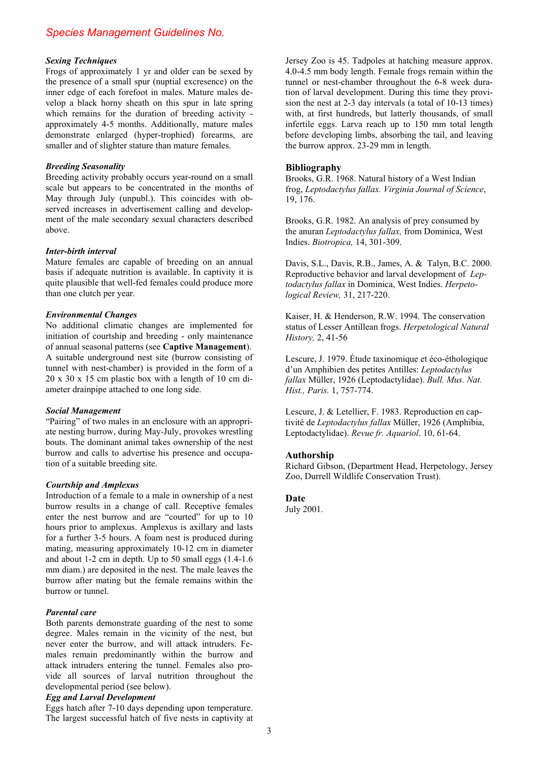### *Sexing Techniques*

Frogs of approximately 1 yr and older can be sexed by the presence of a small spur (nuptial excresence) on the inner edge of each forefoot in males. Mature males develop a black horny sheath on this spur in late spring which remains for the duration of breeding activity - approximately 4-5 months. Additionally, mature males demonstrate enlarged (hyper-trophied) forearms, are smaller and of slighter stature than mature females.

### *Breeding Seasonality*

Breeding activity probably occurs year-round on a small scale but appears to be concentrated in the months of May through July (unpubl.). This coincides with observed increases in advertisement calling and development of the male secondary sexual characters described above.

### *Inter-birth interval*

Mature females are capable of breeding on an annual basis if adequate nutrition is available. In captivity it is quite plausible that well-fed females could produce more than one clutch per year.

### *Environmental Changes*

No additional climatic changes are implemented for initiation of courtship and breeding - only maintenance of annual seasonal patterns (see **Captive Management**). A suitable underground nest site (burrow consisting of tunnel with nest-chamber) is provided in the form of a 20 x 30 x 15 cm plastic box with a length of 10 cm diameter drainpipe attached to one long side.

### *Social Management*

"Pairing" of two males in an enclosure with an appropriate nesting burrow, during May-July, provokes wrestling bouts. The dominant animal takes ownership of the nest burrow and calls to advertise his presence and occupation of a suitable breeding site.

### *Courtship and Amplexus*

Introduction of a female to a male in ownership of a nest burrow results in a change of call. Receptive females enter the nest burrow and are "courted" for up to 10 hours prior to amplexus. Amplexus is axillary and lasts for a further 3-5 hours. A foam nest is produced during mating, measuring approximately 10-12 cm in diameter and about 1-2 cm in depth. Up to 50 small eggs (1.4-1.6 mm diam.) are deposited in the nest. The male leaves the burrow after mating but the female remains within the burrow or tunnel.

### *Parental care*

Both parents demonstrate guarding of the nest to some degree. Males remain in the vicinity of the nest, but never enter the burrow, and will attack intruders. Females remain predominantly within the burrow and attack intruders entering the tunnel. Females also provide all sources of larval nutrition throughout the developmental period (see below).

### *Egg and Larval Development*

Eggs hatch after 7-10 days depending upon temperature. The largest successful hatch of five nests in captivity at Jersey Zoo is 45. Tadpoles at hatching measure approx. 4.0-4.5 mm body length. Female frogs remain within the tunnel or nest-chamber throughout the 6-8 week duration of larval development. During this time they provision the nest at 2-3 day intervals (a total of 10-13 times) with, at first hundreds, but latterly thousands, of small infertile eggs. Larva reach up to 150 mm total length before developing limbs, absorbing the tail, and leaving the burrow approx. 23-29 mm in length.

## Bibliography

Brooks, G.R. 1968. Natural history of a West Indian frog, *Leptodactylus fallax. Virginia Journal of Science*, 19, 176.

Brooks, G.R. 1982. An analysis of prey consumed by the anuran *Leptodactylus fallax,* from Dominica, West Indies. *Biotropica,* 14, 301-309.

Davis, S.L., Davis, R.B., James, A. & Talyn, B.C. 2000. Reproductive behavior and larval development of *Leptodactylus fallax* in Dominica, West Indies. *Herpetological Review,* 31, 217-220.

Kaiser, H. & Henderson, R.W. 1994. The conservation status of Lesser Antillean frogs. *Herpetological Natural History,* 2, 41-56

Lescure, J. 1979. Étude taxinomique et éco-éthologique d'un Amphibien des petites Antilles: *Leptodactylus fallax* Müller, 1926 (Leptodactylidae). *Bull. Mus. Nat. Hist., Paris.* 1, 757-774.

Lescure, J. & Letellier, F. 1983. Reproduction en captivité de *Leptodactylus fallax* Müller, 1926 (Amphibia, Leptodactylidae). *Revue fr. Aquariol*. 10, 61-64.

## Authorship

Richard Gibson, (Department Head, Herpetology, Jersey Zoo, Durrell Wildlife Conservation Trust).

## Date

July 2001.